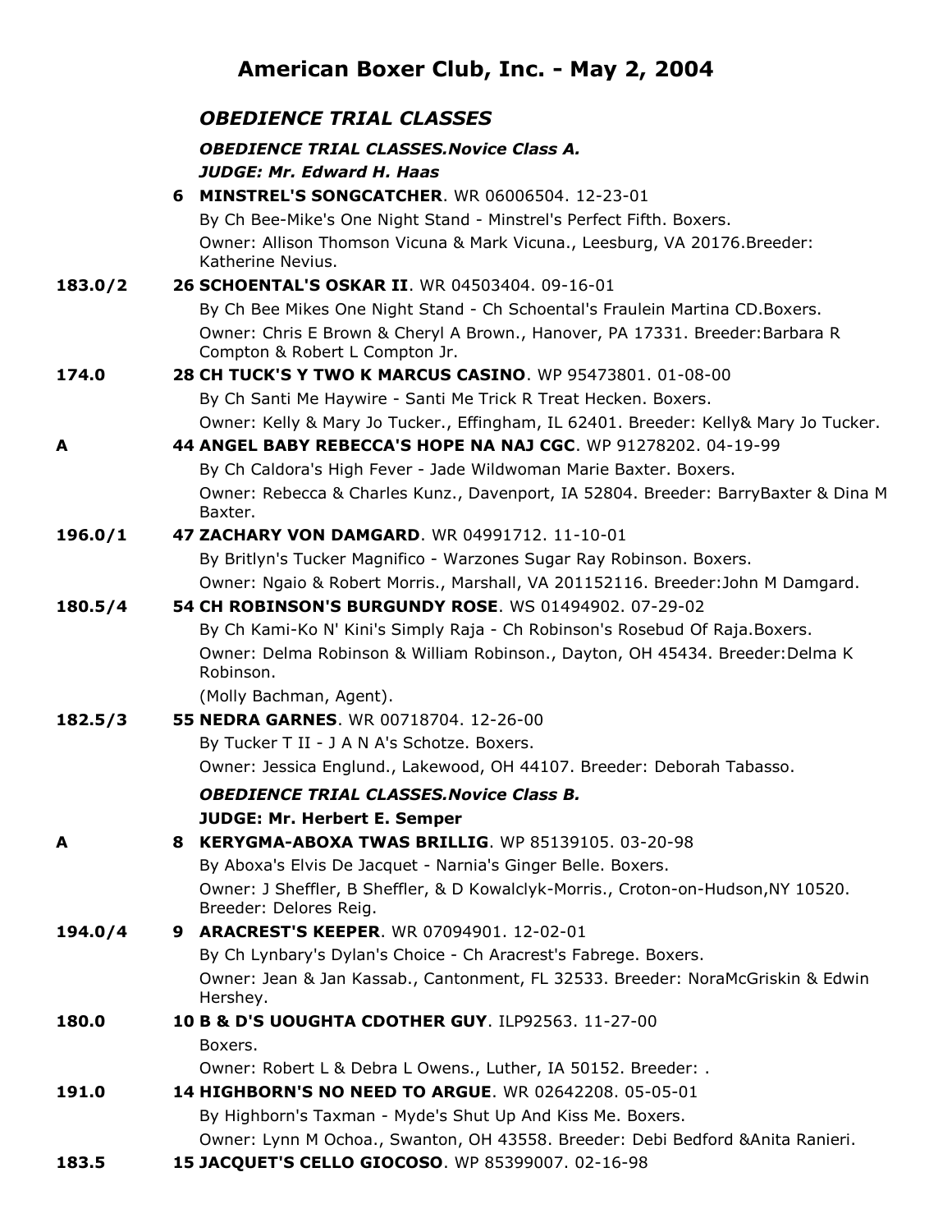# American Boxer Club, Inc. - May 2, 2004

## *OBEDIENCE TRIAL CLASSES*

### *OBEDIENCE TRIAL CLASSES.Novice Class A.*

***JUDGE: Mr. Edward H. Haas***

**6 MINSTREL'S SONGCATCHER**. WR 06006504. 12-23-01
By Ch Bee-Mike's One Night Stand - Minstrel's Perfect Fifth. Boxers.
Owner: Allison Thomson Vicuna & Mark Vicuna., Leesburg, VA 20176.Breeder: Katherine Nevius.

**183.0/2** — **26 SCHOENTAL'S OSKAR II**. WR 04503404. 09-16-01
By Ch Bee Mikes One Night Stand - Ch Schoental's Fraulein Martina CD.Boxers.
Owner: Chris E Brown & Cheryl A Brown., Hanover, PA 17331. Breeder:Barbara R Compton & Robert L Compton Jr.

**174.0** — **28 CH TUCK'S Y TWO K MARCUS CASINO**. WP 95473801. 01-08-00
By Ch Santi Me Haywire - Santi Me Trick R Treat Hecken. Boxers.
Owner: Kelly & Mary Jo Tucker., Effingham, IL 62401. Breeder: Kelly& Mary Jo Tucker.

**A** — **44 ANGEL BABY REBECCA'S HOPE NA NAJ CGC**. WP 91278202. 04-19-99
By Ch Caldora's High Fever - Jade Wildwoman Marie Baxter. Boxers.
Owner: Rebecca & Charles Kunz., Davenport, IA 52804. Breeder: BarryBaxter & Dina M Baxter.

**196.0/1** — **47 ZACHARY VON DAMGARD**. WR 04991712. 11-10-01
By Britlyn's Tucker Magnifico - Warzones Sugar Ray Robinson. Boxers.
Owner: Ngaio & Robert Morris., Marshall, VA 201152116. Breeder:John M Damgard.

**180.5/4** — **54 CH ROBINSON'S BURGUNDY ROSE**. WS 01494902. 07-29-02
By Ch Kami-Ko N' Kini's Simply Raja - Ch Robinson's Rosebud Of Raja.Boxers.
Owner: Delma Robinson & William Robinson., Dayton, OH 45434. Breeder:Delma K Robinson.
(Molly Bachman, Agent).

**182.5/3** — **55 NEDRA GARNES**. WR 00718704. 12-26-00
By Tucker T II - J A N A's Schotze. Boxers.
Owner: Jessica Englund., Lakewood, OH 44107. Breeder: Deborah Tabasso.

### *OBEDIENCE TRIAL CLASSES.Novice Class B.*

**JUDGE: Mr. Herbert E. Semper**

**A** — **8 KERYGMA-ABOXA TWAS BRILLIG**. WP 85139105. 03-20-98
By Aboxa's Elvis De Jacquet - Narnia's Ginger Belle. Boxers.
Owner: J Sheffler, B Sheffler, & D Kowalclyk-Morris., Croton-on-Hudson,NY 10520. Breeder: Delores Reig.

**194.0/4** — **9 ARACREST'S KEEPER**. WR 07094901. 12-02-01
By Ch Lynbary's Dylan's Choice - Ch Aracrest's Fabrege. Boxers.
Owner: Jean & Jan Kassab., Cantonment, FL 32533. Breeder: NoraMcGriskin & Edwin Hershey.

**180.0** — **10 B & D'S UOUGHTA CDOTHER GUY**. ILP92563. 11-27-00
Boxers.
Owner: Robert L & Debra L Owens., Luther, IA 50152. Breeder: .

**191.0** — **14 HIGHBORN'S NO NEED TO ARGUE**. WR 02642208. 05-05-01
By Highborn's Taxman - Myde's Shut Up And Kiss Me. Boxers.
Owner: Lynn M Ochoa., Swanton, OH 43558. Breeder: Debi Bedford &Anita Ranieri.

**183.5** — **15 JACQUET'S CELLO GIOCOSO**. WP 85399007. 02-16-98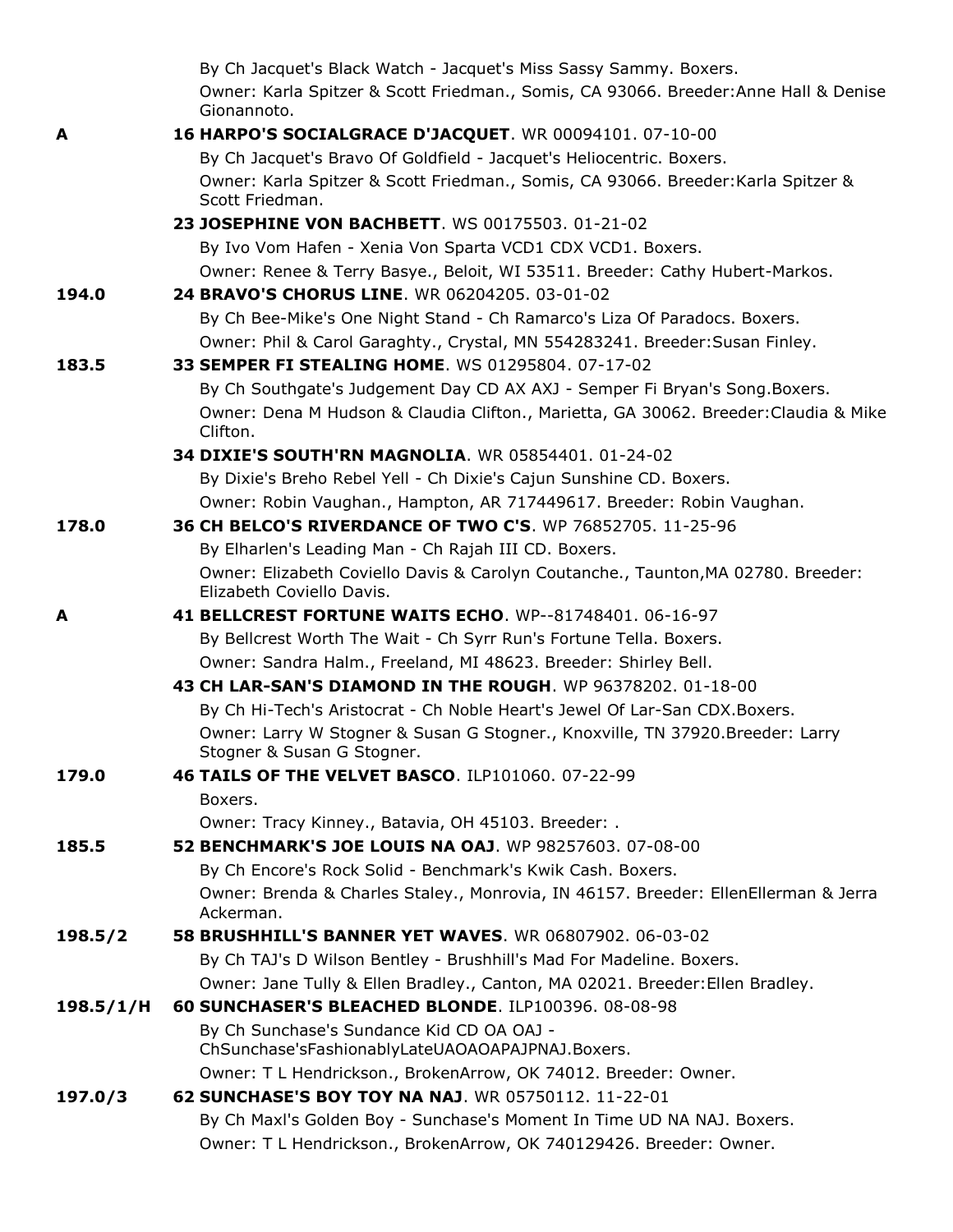By Ch Jacquet's Black Watch - Jacquet's Miss Sassy Sammy. Boxers.
Owner: Karla Spitzer & Scott Friedman., Somis, CA 93066. Breeder:Anne Hall & Denise Gionannoto.

**A** **16 HARPO'S SOCIALGRACE D'JACQUET**. WR 00094101. 07-10-00
By Ch Jacquet's Bravo Of Goldfield - Jacquet's Heliocentric. Boxers.
Owner: Karla Spitzer & Scott Friedman., Somis, CA 93066. Breeder:Karla Spitzer & Scott Friedman.

**23 JOSEPHINE VON BACHBETT**. WS 00175503. 01-21-02
By Ivo Vom Hafen - Xenia Von Sparta VCD1 CDX VCD1. Boxers.
Owner: Renee & Terry Basye., Beloit, WI 53511. Breeder: Cathy Hubert-Markos.

**194.0** **24 BRAVO'S CHORUS LINE**. WR 06204205. 03-01-02
By Ch Bee-Mike's One Night Stand - Ch Ramarco's Liza Of Paradocs. Boxers.
Owner: Phil & Carol Garaghty., Crystal, MN 554283241. Breeder:Susan Finley.

**183.5** **33 SEMPER FI STEALING HOME**. WS 01295804. 07-17-02
By Ch Southgate's Judgement Day CD AX AXJ - Semper Fi Bryan's Song.Boxers.
Owner: Dena M Hudson & Claudia Clifton., Marietta, GA 30062. Breeder:Claudia & Mike Clifton.

**34 DIXIE'S SOUTH'RN MAGNOLIA**. WR 05854401. 01-24-02
By Dixie's Breho Rebel Yell - Ch Dixie's Cajun Sunshine CD. Boxers.
Owner: Robin Vaughan., Hampton, AR 717449617. Breeder: Robin Vaughan.

**178.0** **36 CH BELCO'S RIVERDANCE OF TWO C'S**. WP 76852705. 11-25-96
By Elharlen's Leading Man - Ch Rajah III CD. Boxers.
Owner: Elizabeth Coviello Davis & Carolyn Coutanche., Taunton,MA 02780. Breeder: Elizabeth Coviello Davis.

**A** **41 BELLCREST FORTUNE WAITS ECHO**. WP--81748401. 06-16-97
By Bellcrest Worth The Wait - Ch Syrr Run's Fortune Tella. Boxers.
Owner: Sandra Halm., Freeland, MI 48623. Breeder: Shirley Bell.

**43 CH LAR-SAN'S DIAMOND IN THE ROUGH**. WP 96378202. 01-18-00
By Ch Hi-Tech's Aristocrat - Ch Noble Heart's Jewel Of Lar-San CDX.Boxers.
Owner: Larry W Stogner & Susan G Stogner., Knoxville, TN 37920.Breeder: Larry Stogner & Susan G Stogner.

**179.0** **46 TAILS OF THE VELVET BASCO**. ILP101060. 07-22-99
Boxers.
Owner: Tracy Kinney., Batavia, OH 45103. Breeder: .

**185.5** **52 BENCHMARK'S JOE LOUIS NA OAJ**. WP 98257603. 07-08-00
By Ch Encore's Rock Solid - Benchmark's Kwik Cash. Boxers.
Owner: Brenda & Charles Staley., Monrovia, IN 46157. Breeder: EllenEllerman & Jerra Ackerman.

**198.5/2** **58 BRUSHHILL'S BANNER YET WAVES**. WR 06807902. 06-03-02
By Ch TAJ's D Wilson Bentley - Brushhill's Mad For Madeline. Boxers.
Owner: Jane Tully & Ellen Bradley., Canton, MA 02021. Breeder:Ellen Bradley.

**198.5/1/H** **60 SUNCHASER'S BLEACHED BLONDE**. ILP100396. 08-08-98
By Ch Sunchase's Sundance Kid CD OA OAJ - ChSunchase'sFashionablyLateUAOAOAPAJPNAJ.Boxers.
Owner: T L Hendrickson., BrokenArrow, OK 74012. Breeder: Owner.

**197.0/3** **62 SUNCHASE'S BOY TOY NA NAJ**. WR 05750112. 11-22-01
By Ch Maxl's Golden Boy - Sunchase's Moment In Time UD NA NAJ. Boxers.
Owner: T L Hendrickson., BrokenArrow, OK 740129426. Breeder: Owner.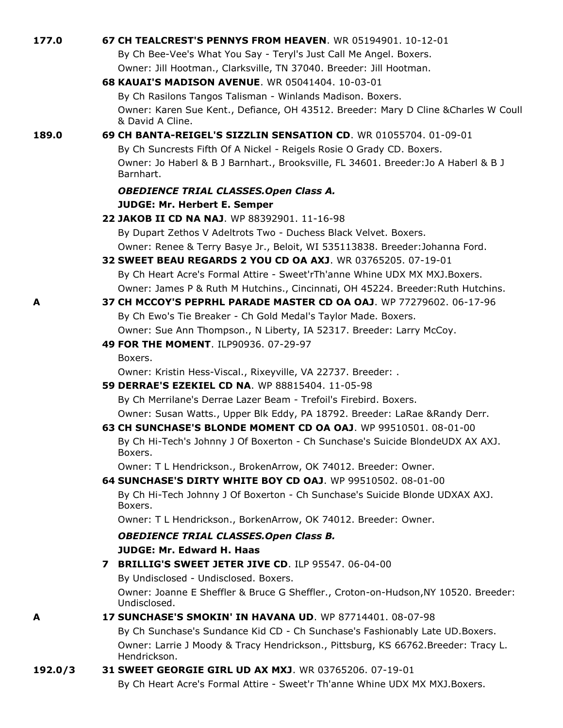177.0 **67 CH TEALCREST'S PENNYS FROM HEAVEN**. WR 05194901. 10-12-01
By Ch Bee-Vee's What You Say - Teryl's Just Call Me Angel. Boxers.
Owner: Jill Hootman., Clarksville, TN 37040. Breeder: Jill Hootman.

**68 KAUAI'S MADISON AVENUE**. WR 05041404. 10-03-01
By Ch Rasilons Tangos Talisman - Winlands Madison. Boxers.
Owner: Karen Sue Kent., Defiance, OH 43512. Breeder: Mary D Cline &Charles W Coull & David A Cline.

189.0 **69 CH BANTA-REIGEL'S SIZZLIN SENSATION CD**. WR 01055704. 01-09-01
By Ch Suncrests Fifth Of A Nickel - Reigels Rosie O Grady CD. Boxers.
Owner: Jo Haberl & B J Barnhart., Brooksville, FL 34601. Breeder:Jo A Haberl & B J Barnhart.

***OBEDIENCE TRIAL CLASSES.Open Class A.***

**JUDGE: Mr. Herbert E. Semper**

**22 JAKOB II CD NA NAJ**. WP 88392901. 11-16-98
By Dupart Zethos V Adeltrots Two - Duchess Black Velvet. Boxers.
Owner: Renee & Terry Basye Jr., Beloit, WI 535113838. Breeder:Johanna Ford.

**32 SWEET BEAU REGARDS 2 YOU CD OA AXJ**. WR 03765205. 07-19-01
By Ch Heart Acre's Formal Attire - Sweet'rTh'anne Whine UDX MX MXJ.Boxers.
Owner: James P & Ruth M Hutchins., Cincinnati, OH 45224. Breeder:Ruth Hutchins.

A **37 CH MCCOY'S PEPRHL PARADE MASTER CD OA OAJ**. WP 77279602. 06-17-96
By Ch Ewo's Tie Breaker - Ch Gold Medal's Taylor Made. Boxers.
Owner: Sue Ann Thompson., N Liberty, IA 52317. Breeder: Larry McCoy.

**49 FOR THE MOMENT**. ILP90936. 07-29-97
Boxers.
Owner: Kristin Hess-Viscal., Rixeyville, VA 22737. Breeder: .

**59 DERRAE'S EZEKIEL CD NA**. WP 88815404. 11-05-98
By Ch Merrilane's Derrae Lazer Beam - Trefoil's Firebird. Boxers.
Owner: Susan Watts., Upper Blk Eddy, PA 18792. Breeder: LaRae &Randy Derr.

**63 CH SUNCHASE'S BLONDE MOMENT CD OA OAJ**. WP 99510501. 08-01-00
By Ch Hi-Tech's Johnny J Of Boxerton - Ch Sunchase's Suicide BlondeUDX AX AXJ. Boxers.
Owner: T L Hendrickson., BrokenArrow, OK 74012. Breeder: Owner.

**64 SUNCHASE'S DIRTY WHITE BOY CD OAJ**. WP 99510502. 08-01-00
By Ch Hi-Tech Johnny J Of Boxerton - Ch Sunchase's Suicide Blonde UDXAX AXJ. Boxers.
Owner: T L Hendrickson., BorkenArrow, OK 74012. Breeder: Owner.

***OBEDIENCE TRIAL CLASSES.Open Class B.***

**JUDGE: Mr. Edward H. Haas**

**7 BRILLIG'S SWEET JETER JIVE CD**. ILP 95547. 06-04-00
By Undisclosed - Undisclosed. Boxers.
Owner: Joanne E Sheffler & Bruce G Sheffler., Croton-on-Hudson,NY 10520. Breeder: Undisclosed.

A **17 SUNCHASE'S SMOKIN' IN HAVANA UD**. WP 87714401. 08-07-98
By Ch Sunchase's Sundance Kid CD - Ch Sunchase's Fashionably Late UD.Boxers.
Owner: Larrie J Moody & Tracy Hendrickson., Pittsburg, KS 66762.Breeder: Tracy L. Hendrickson.

192.0/3 **31 SWEET GEORGIE GIRL UD AX MXJ**. WR 03765206. 07-19-01
By Ch Heart Acre's Formal Attire - Sweet'r Th'anne Whine UDX MX MXJ.Boxers.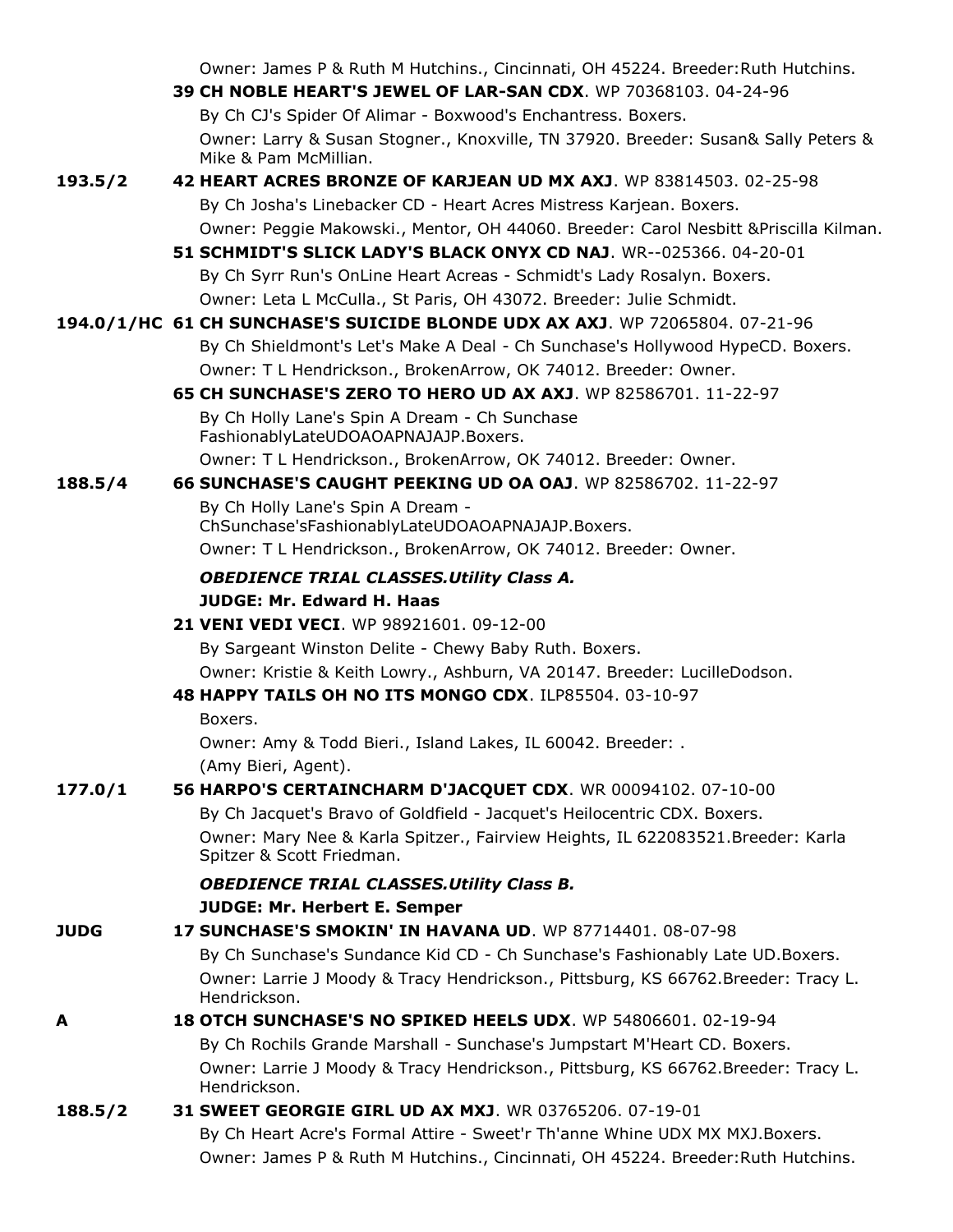Owner: James P & Ruth M Hutchins., Cincinnati, OH 45224. Breeder:Ruth Hutchins.

**39 CH NOBLE HEART'S JEWEL OF LAR-SAN CDX**. WP 70368103. 04-24-96
By Ch CJ's Spider Of Alimar - Boxwood's Enchantress. Boxers.
Owner: Larry & Susan Stogner., Knoxville, TN 37920. Breeder: Susan& Sally Peters & Mike & Pam McMillian.

**193.5/2** **42 HEART ACRES BRONZE OF KARJEAN UD MX AXJ**. WP 83814503. 02-25-98
By Ch Josha's Linebacker CD - Heart Acres Mistress Karjean. Boxers.
Owner: Peggie Makowski., Mentor, OH 44060. Breeder: Carol Nesbitt &Priscilla Kilman.

**51 SCHMIDT'S SLICK LADY'S BLACK ONYX CD NAJ**. WR--025366. 04-20-01
By Ch Syrr Run's OnLine Heart Acreas - Schmidt's Lady Rosalyn. Boxers.
Owner: Leta L McCulla., St Paris, OH 43072. Breeder: Julie Schmidt.

**194.0/1/HC** **61 CH SUNCHASE'S SUICIDE BLONDE UDX AX AXJ**. WP 72065804. 07-21-96
By Ch Shieldmont's Let's Make A Deal - Ch Sunchase's Hollywood HypeCD. Boxers.
Owner: T L Hendrickson., BrokenArrow, OK 74012. Breeder: Owner.

**65 CH SUNCHASE'S ZERO TO HERO UD AX AXJ**. WP 82586701. 11-22-97
By Ch Holly Lane's Spin A Dream - Ch Sunchase FashionablyLateUDOAOAPNAJAJP.Boxers.
Owner: T L Hendrickson., BrokenArrow, OK 74012. Breeder: Owner.

**188.5/4** **66 SUNCHASE'S CAUGHT PEEKING UD OA OAJ**. WP 82586702. 11-22-97
By Ch Holly Lane's Spin A Dream - ChSunchase'sFashionablyLateUDOAOAPNAJAJP.Boxers.
Owner: T L Hendrickson., BrokenArrow, OK 74012. Breeder: Owner.

***OBEDIENCE TRIAL CLASSES.Utility Class A.***

**JUDGE: Mr. Edward H. Haas**

**21 VENI VEDI VECI**. WP 98921601. 09-12-00
By Sargeant Winston Delite - Chewy Baby Ruth. Boxers.
Owner: Kristie & Keith Lowry., Ashburn, VA 20147. Breeder: LucilleDodson.

**48 HAPPY TAILS OH NO ITS MONGO CDX**. ILP85504. 03-10-97
Boxers.
Owner: Amy & Todd Bieri., Island Lakes, IL 60042. Breeder: .
(Amy Bieri, Agent).

**177.0/1** **56 HARPO'S CERTAINCHARM D'JACQUET CDX**. WR 00094102. 07-10-00
By Ch Jacquet's Bravo of Goldfield - Jacquet's Heilocentric CDX. Boxers.
Owner: Mary Nee & Karla Spitzer., Fairview Heights, IL 622083521.Breeder: Karla Spitzer & Scott Friedman.

***OBEDIENCE TRIAL CLASSES.Utility Class B.***

**JUDGE: Mr. Herbert E. Semper**

**JUDG** **17 SUNCHASE'S SMOKIN' IN HAVANA UD**. WP 87714401. 08-07-98
By Ch Sunchase's Sundance Kid CD - Ch Sunchase's Fashionably Late UD.Boxers.
Owner: Larrie J Moody & Tracy Hendrickson., Pittsburg, KS 66762.Breeder: Tracy L. Hendrickson.

**A** **18 OTCH SUNCHASE'S NO SPIKED HEELS UDX**. WP 54806601. 02-19-94
By Ch Rochils Grande Marshall - Sunchase's Jumpstart M'Heart CD. Boxers.
Owner: Larrie J Moody & Tracy Hendrickson., Pittsburg, KS 66762.Breeder: Tracy L. Hendrickson.

**188.5/2** **31 SWEET GEORGIE GIRL UD AX MXJ**. WR 03765206. 07-19-01
By Ch Heart Acre's Formal Attire - Sweet'r Th'anne Whine UDX MX MXJ.Boxers.
Owner: James P & Ruth M Hutchins., Cincinnati, OH 45224. Breeder:Ruth Hutchins.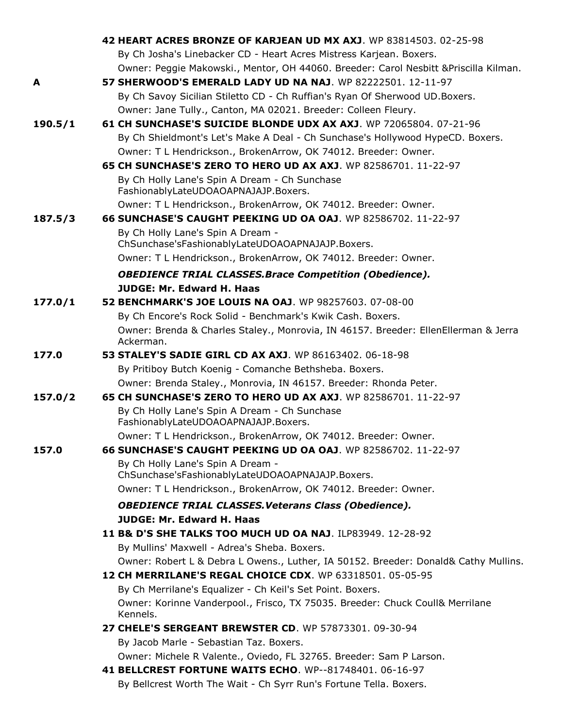**42 HEART ACRES BRONZE OF KARJEAN UD MX AXJ**. WP 83814503. 02-25-98
By Ch Josha's Linebacker CD - Heart Acres Mistress Karjean. Boxers.
Owner: Peggie Makowski., Mentor, OH 44060. Breeder: Carol Nesbitt &Priscilla Kilman.

**A** — **57 SHERWOOD'S EMERALD LADY UD NA NAJ**. WP 82222501. 12-11-97
By Ch Savoy Sicilian Stiletto CD - Ch Ruffian's Ryan Of Sherwood UD.Boxers.
Owner: Jane Tully., Canton, MA 02021. Breeder: Colleen Fleury.

**190.5/1** — **61 CH SUNCHASE'S SUICIDE BLONDE UDX AX AXJ**. WP 72065804. 07-21-96
By Ch Shieldmont's Let's Make A Deal - Ch Sunchase's Hollywood HypeCD. Boxers.
Owner: T L Hendrickson., BrokenArrow, OK 74012. Breeder: Owner.

**65 CH SUNCHASE'S ZERO TO HERO UD AX AXJ**. WP 82586701. 11-22-97
By Ch Holly Lane's Spin A Dream - Ch Sunchase FashionablyLateUDOAOAPNAJAJP.Boxers.
Owner: T L Hendrickson., BrokenArrow, OK 74012. Breeder: Owner.

**187.5/3** — **66 SUNCHASE'S CAUGHT PEEKING UD OA OAJ**. WP 82586702. 11-22-97
By Ch Holly Lane's Spin A Dream - ChSunchase'sFashionablyLateUDOAOAPNAJAJP.Boxers.
Owner: T L Hendrickson., BrokenArrow, OK 74012. Breeder: Owner.

***OBEDIENCE TRIAL CLASSES.Brace Competition (Obedience).***

**JUDGE: Mr. Edward H. Haas**

**177.0/1** — **52 BENCHMARK'S JOE LOUIS NA OAJ**. WP 98257603. 07-08-00
By Ch Encore's Rock Solid - Benchmark's Kwik Cash. Boxers.
Owner: Brenda & Charles Staley., Monrovia, IN 46157. Breeder: EllenEllerman & Jerra Ackerman.

**177.0** — **53 STALEY'S SADIE GIRL CD AX AXJ**. WP 86163402. 06-18-98
By Pritiboy Butch Koenig - Comanche Bethsheba. Boxers.
Owner: Brenda Staley., Monrovia, IN 46157. Breeder: Rhonda Peter.

**157.0/2** — **65 CH SUNCHASE'S ZERO TO HERO UD AX AXJ**. WP 82586701. 11-22-97
By Ch Holly Lane's Spin A Dream - Ch Sunchase FashionablyLateUDOAOAPNAJAJP.Boxers.
Owner: T L Hendrickson., BrokenArrow, OK 74012. Breeder: Owner.

**157.0** — **66 SUNCHASE'S CAUGHT PEEKING UD OA OAJ**. WP 82586702. 11-22-97
By Ch Holly Lane's Spin A Dream - ChSunchase'sFashionablyLateUDOAOAPNAJAJP.Boxers.
Owner: T L Hendrickson., BrokenArrow, OK 74012. Breeder: Owner.

***OBEDIENCE TRIAL CLASSES.Veterans Class (Obedience).***

**JUDGE: Mr. Edward H. Haas**

**11 B& D'S SHE TALKS TOO MUCH UD OA NAJ**. ILP83949. 12-28-92
By Mullins' Maxwell - Adrea's Sheba. Boxers.
Owner: Robert L & Debra L Owens., Luther, IA 50152. Breeder: Donald& Cathy Mullins.

**12 CH MERRILANE'S REGAL CHOICE CDX**. WP 63318501. 05-05-95
By Ch Merrilane's Equalizer - Ch Keil's Set Point. Boxers.
Owner: Korinne Vanderpool., Frisco, TX 75035. Breeder: Chuck Coull& Merrilane Kennels.

**27 CHELE'S SERGEANT BREWSTER CD**. WP 57873301. 09-30-94
By Jacob Marle - Sebastian Taz. Boxers.
Owner: Michele R Valente., Oviedo, FL 32765. Breeder: Sam P Larson.

**41 BELLCREST FORTUNE WAITS ECHO**. WP--81748401. 06-16-97
By Bellcrest Worth The Wait - Ch Syrr Run's Fortune Tella. Boxers.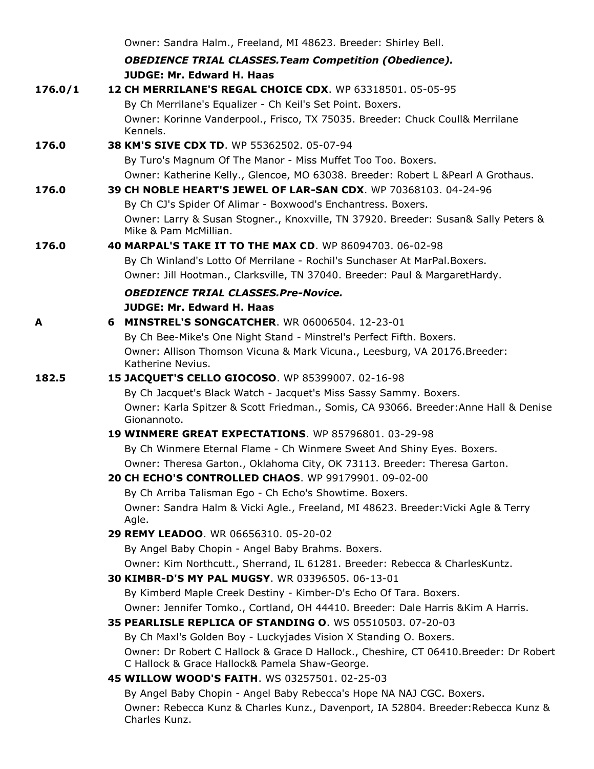Owner: Sandra Halm., Freeland, MI 48623. Breeder: Shirley Bell.

***OBEDIENCE TRIAL CLASSES.Team Competition (Obedience).***

**JUDGE: Mr. Edward H. Haas**

176.0/1 **12 CH MERRILANE'S REGAL CHOICE CDX**. WP 63318501. 05-05-95
By Ch Merrilane's Equalizer - Ch Keil's Set Point. Boxers.
Owner: Korinne Vanderpool., Frisco, TX 75035. Breeder: Chuck Coull& Merrilane Kennels.

176.0 **38 KM'S SIVE CDX TD**. WP 55362502. 05-07-94
By Turo's Magnum Of The Manor - Miss Muffet Too Too. Boxers.
Owner: Katherine Kelly., Glencoe, MO 63038. Breeder: Robert L &Pearl A Grothaus.

176.0 **39 CH NOBLE HEART'S JEWEL OF LAR-SAN CDX**. WP 70368103. 04-24-96
By Ch CJ's Spider Of Alimar - Boxwood's Enchantress. Boxers.
Owner: Larry & Susan Stogner., Knoxville, TN 37920. Breeder: Susan& Sally Peters & Mike & Pam McMillian.

176.0 **40 MARPAL'S TAKE IT TO THE MAX CD**. WP 86094703. 06-02-98
By Ch Winland's Lotto Of Merrilane - Rochil's Sunchaser At MarPal.Boxers.
Owner: Jill Hootman., Clarksville, TN 37040. Breeder: Paul & MargaretHardy.

***OBEDIENCE TRIAL CLASSES.Pre-Novice.***

**JUDGE: Mr. Edward H. Haas**

A **6 MINSTREL'S SONGCATCHER**. WR 06006504. 12-23-01
By Ch Bee-Mike's One Night Stand - Minstrel's Perfect Fifth. Boxers.
Owner: Allison Thomson Vicuna & Mark Vicuna., Leesburg, VA 20176.Breeder: Katherine Nevius.

182.5 **15 JACQUET'S CELLO GIOCOSO**. WP 85399007. 02-16-98
By Ch Jacquet's Black Watch - Jacquet's Miss Sassy Sammy. Boxers.
Owner: Karla Spitzer & Scott Friedman., Somis, CA 93066. Breeder:Anne Hall & Denise Gionannoto.

**19 WINMERE GREAT EXPECTATIONS**. WP 85796801. 03-29-98
By Ch Winmere Eternal Flame - Ch Winmere Sweet And Shiny Eyes. Boxers.
Owner: Theresa Garton., Oklahoma City, OK 73113. Breeder: Theresa Garton.

**20 CH ECHO'S CONTROLLED CHAOS**. WP 99179901. 09-02-00
By Ch Arriba Talisman Ego - Ch Echo's Showtime. Boxers.
Owner: Sandra Halm & Vicki Agle., Freeland, MI 48623. Breeder:Vicki Agle & Terry Agle.

**29 REMY LEADOO**. WR 06656310. 05-20-02
By Angel Baby Chopin - Angel Baby Brahms. Boxers.
Owner: Kim Northcutt., Sherrand, IL 61281. Breeder: Rebecca & CharlesKuntz.

**30 KIMBR-D'S MY PAL MUGSY**. WR 03396505. 06-13-01
By Kimberd Maple Creek Destiny - Kimber-D's Echo Of Tara. Boxers.
Owner: Jennifer Tomko., Cortland, OH 44410. Breeder: Dale Harris &Kim A Harris.

**35 PEARLISLE REPLICA OF STANDING O**. WS 05510503. 07-20-03
By Ch Maxl's Golden Boy - Luckyjades Vision X Standing O. Boxers.
Owner: Dr Robert C Hallock & Grace D Hallock., Cheshire, CT 06410.Breeder: Dr Robert C Hallock & Grace Hallock& Pamela Shaw-George.

**45 WILLOW WOOD'S FAITH**. WS 03257501. 02-25-03
By Angel Baby Chopin - Angel Baby Rebecca's Hope NA NAJ CGC. Boxers.
Owner: Rebecca Kunz & Charles Kunz., Davenport, IA 52804. Breeder:Rebecca Kunz & Charles Kunz.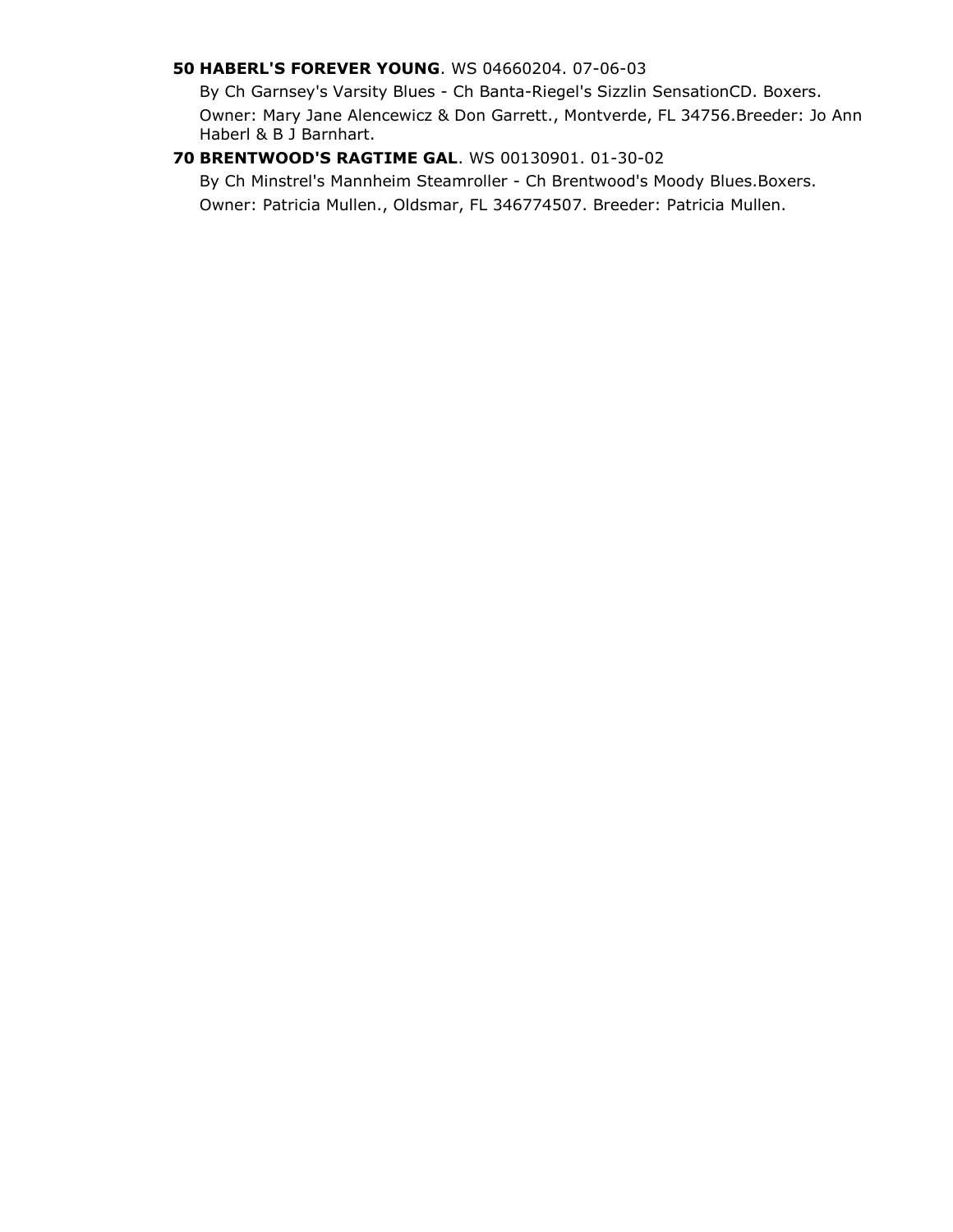**50 HABERL'S FOREVER YOUNG**. WS 04660204. 07-06-03

By Ch Garnsey's Varsity Blues - Ch Banta-Riegel's Sizzlin SensationCD. Boxers.

Owner: Mary Jane Alencewicz & Don Garrett., Montverde, FL 34756.Breeder: Jo Ann Haberl & B J Barnhart.

**70 BRENTWOOD'S RAGTIME GAL**. WS 00130901. 01-30-02

By Ch Minstrel's Mannheim Steamroller - Ch Brentwood's Moody Blues.Boxers.

Owner: Patricia Mullen., Oldsmar, FL 346774507. Breeder: Patricia Mullen.